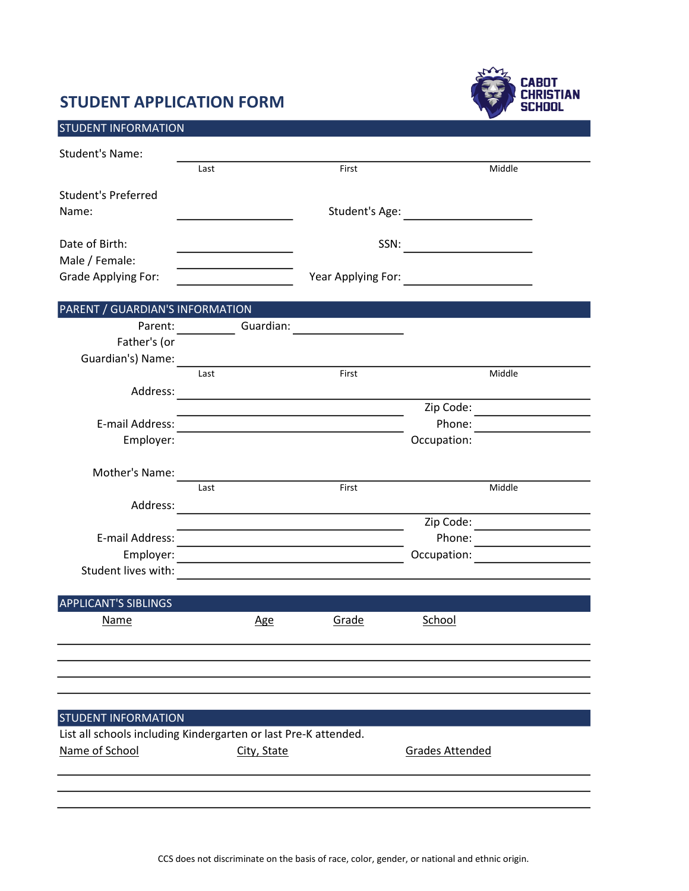# STUDENT APPLICATION FORM

CABOT CHRISTIAN SCHOOL

## STUDENT INFORMATION

Student's Name: ______________________________________________

Last | First | Middle

Student's Preferred Name: ____________________ Student's Age: ____________________

Date of Birth: ____________________ SSN: ____________________

Male / Female: ____________________

Grade Applying For: ____________________ Year Applying For: ____________________

## PARENT / GUARDIAN'S INFORMATION

Parent: __________ Guardian: ____________________

Father's (or Guardian's) Name: ______________________________________________

Last | First | Middle

Address: ______________________________________________

______________________________ Zip Code: ____________________

E-mail Address: ______________________________ Phone: ____________________

Employer: Occupation:

Mother's Name: ______________________________________________

Last | First | Middle

Address: ______________________________________________

______________________________ Zip Code: ____________________

E-mail Address: ______________________________ Phone: ____________________

Employer: ______________________________ Occupation: ____________________

Student lives with: ______________________________________________

## APPLICANT'S SIBLINGS

| Name | Age | Grade | School |
| --- | --- | --- | --- |
| | | | |
| | | | |
| | | | |
| | | | |

## STUDENT INFORMATION

List all schools including Kindergarten or last Pre-K attended.

| Name of School | City, State | Grades Attended |
| --- | --- | --- |
| | | |
| | | |
| | | |

CCS does not discriminate on the basis of race, color, gender, or national and ethnic origin.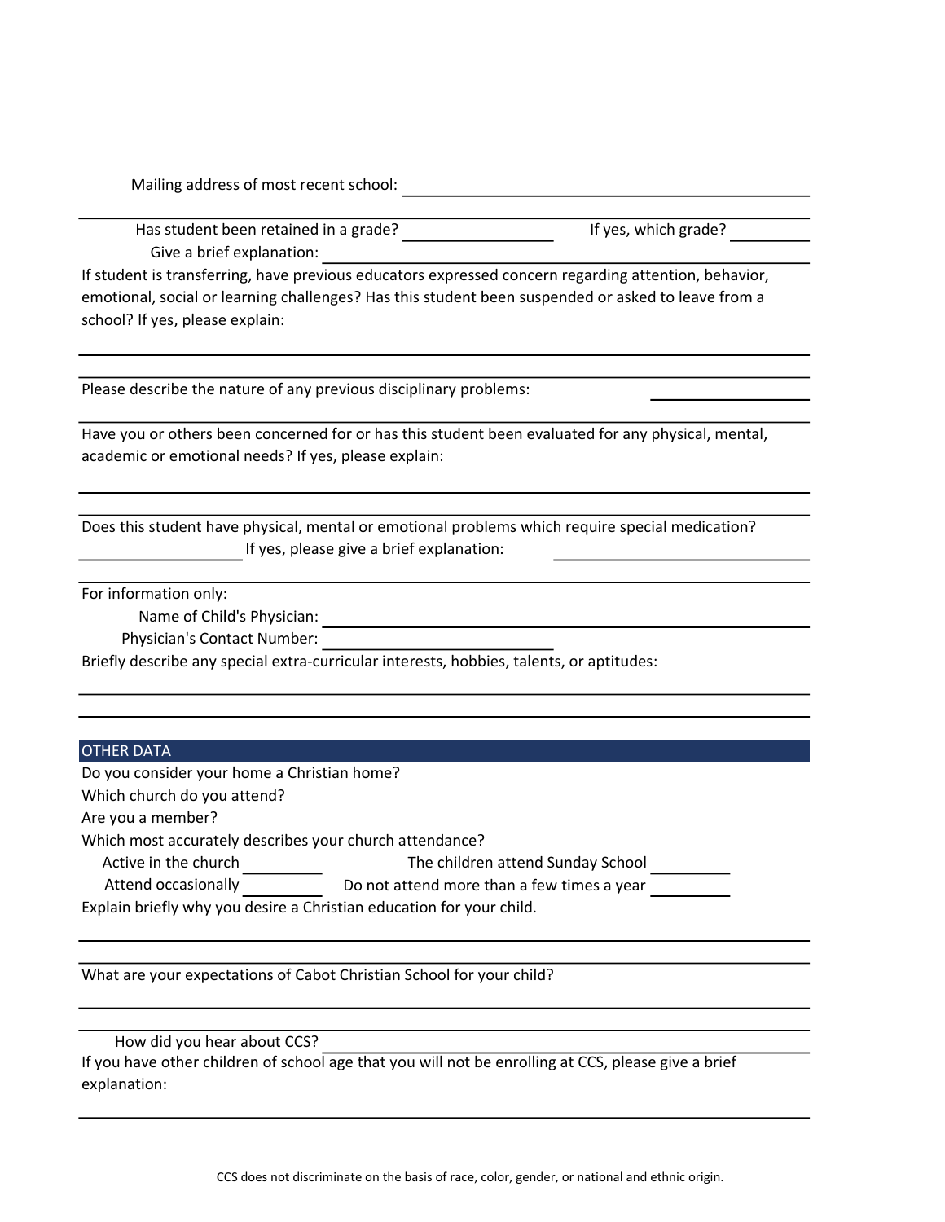Mailing address of most recent school: ____________________

Has student been retained in a grade? __________ If yes, which grade? ______

Give a brief explanation: ____________________

If student is transferring, have previous educators expressed concern regarding attention, behavior, emotional, social or learning challenges? Has this student been suspended or asked to leave from a school? If yes, please explain:

Please describe the nature of any previous disciplinary problems: ____________________

Have you or others been concerned for or has this student been evaluated for any physical, mental, academic or emotional needs? If yes, please explain:

Does this student have physical, mental or emotional problems which require special medication? __________ If yes, please give a brief explanation: ____________________

For information only:

Name of Child's Physician: ____________________

Physician's Contact Number: ____________________

Briefly describe any special extra-curricular interests, hobbies, talents, or aptitudes:

## OTHER DATA

Do you consider your home a Christian home?

Which church do you attend?

Are you a member?

Which most accurately describes your church attendance?

Active in the church ______ The children attend Sunday School ______

Attend occasionally ______ Do not attend more than a few times a year ______

Explain briefly why you desire a Christian education for your child.

What are your expectations of Cabot Christian School for your child?

How did you hear about CCS? ____________________

If you have other children of school age that you will not be enrolling at CCS, please give a brief explanation:

CCS does not discriminate on the basis of race, color, gender, or national and ethnic origin.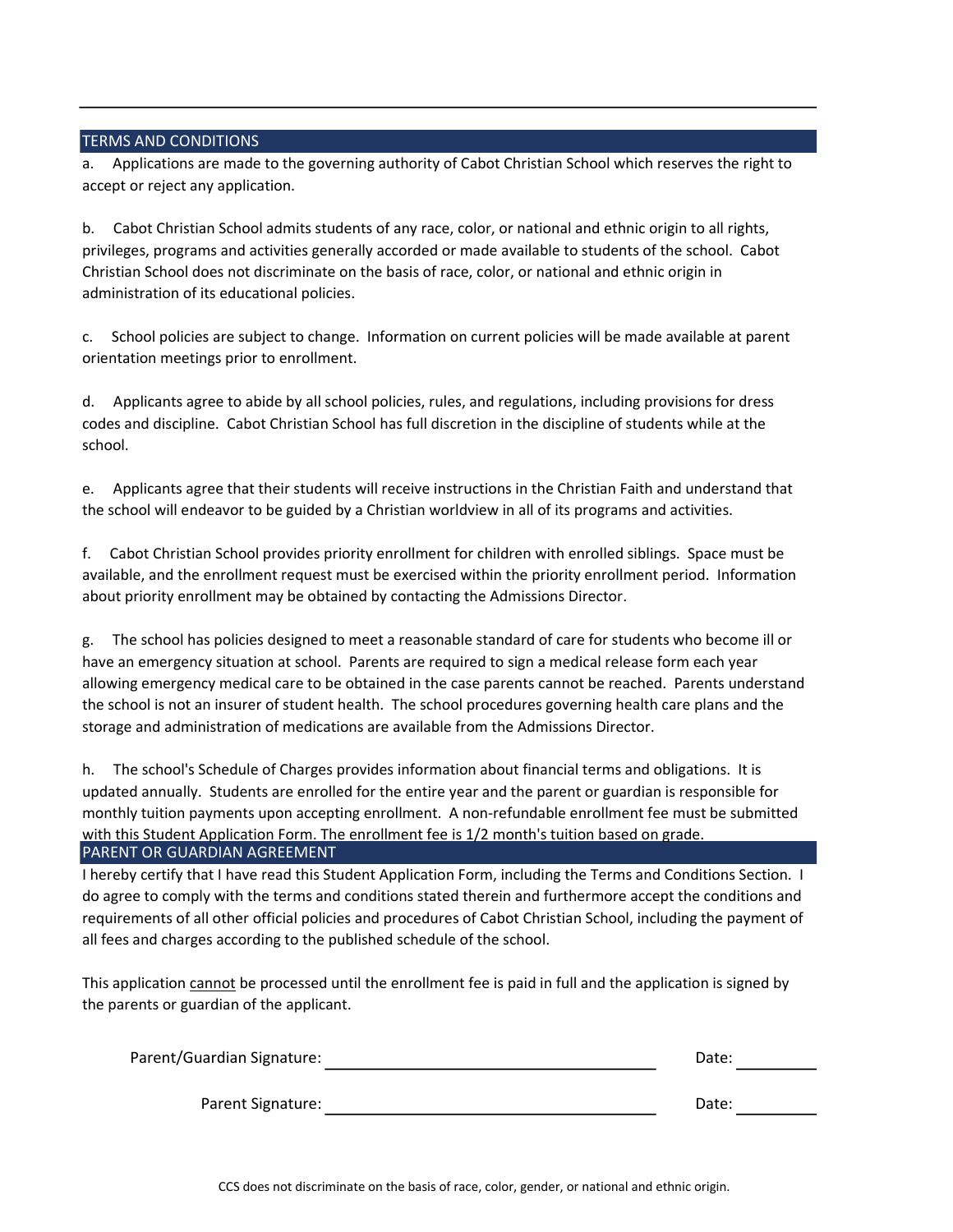## TERMS AND CONDITIONS

a. Applications are made to the governing authority of Cabot Christian School which reserves the right to accept or reject any application.

b. Cabot Christian School admits students of any race, color, or national and ethnic origin to all rights, privileges, programs and activities generally accorded or made available to students of the school. Cabot Christian School does not discriminate on the basis of race, color, or national and ethnic origin in administration of its educational policies.

c. School policies are subject to change. Information on current policies will be made available at parent orientation meetings prior to enrollment.

d. Applicants agree to abide by all school policies, rules, and regulations, including provisions for dress codes and discipline. Cabot Christian School has full discretion in the discipline of students while at the school.

e. Applicants agree that their students will receive instructions in the Christian Faith and understand that the school will endeavor to be guided by a Christian worldview in all of its programs and activities.

f. Cabot Christian School provides priority enrollment for children with enrolled siblings. Space must be available, and the enrollment request must be exercised within the priority enrollment period. Information about priority enrollment may be obtained by contacting the Admissions Director.

g. The school has policies designed to meet a reasonable standard of care for students who become ill or have an emergency situation at school. Parents are required to sign a medical release form each year allowing emergency medical care to be obtained in the case parents cannot be reached. Parents understand the school is not an insurer of student health. The school procedures governing health care plans and the storage and administration of medications are available from the Admissions Director.

h. The school's Schedule of Charges provides information about financial terms and obligations. It is updated annually. Students are enrolled for the entire year and the parent or guardian is responsible for monthly tuition payments upon accepting enrollment. A non-refundable enrollment fee must be submitted with this Student Application Form. The enrollment fee is 1/2 month's tuition based on grade.

## PARENT OR GUARDIAN AGREEMENT

I hereby certify that I have read this Student Application Form, including the Terms and Conditions Section. I do agree to comply with the terms and conditions stated therein and furthermore accept the conditions and requirements of all other official policies and procedures of Cabot Christian School, including the payment of all fees and charges according to the published schedule of the school.

This application <u>cannot</u> be processed until the enrollment fee is paid in full and the application is signed by the parents or guardian of the applicant.

Parent/Guardian Signature: ______________________________ Date: __________

Parent Signature: ______________________________ Date: __________

CCS does not discriminate on the basis of race, color, gender, or national and ethnic origin.